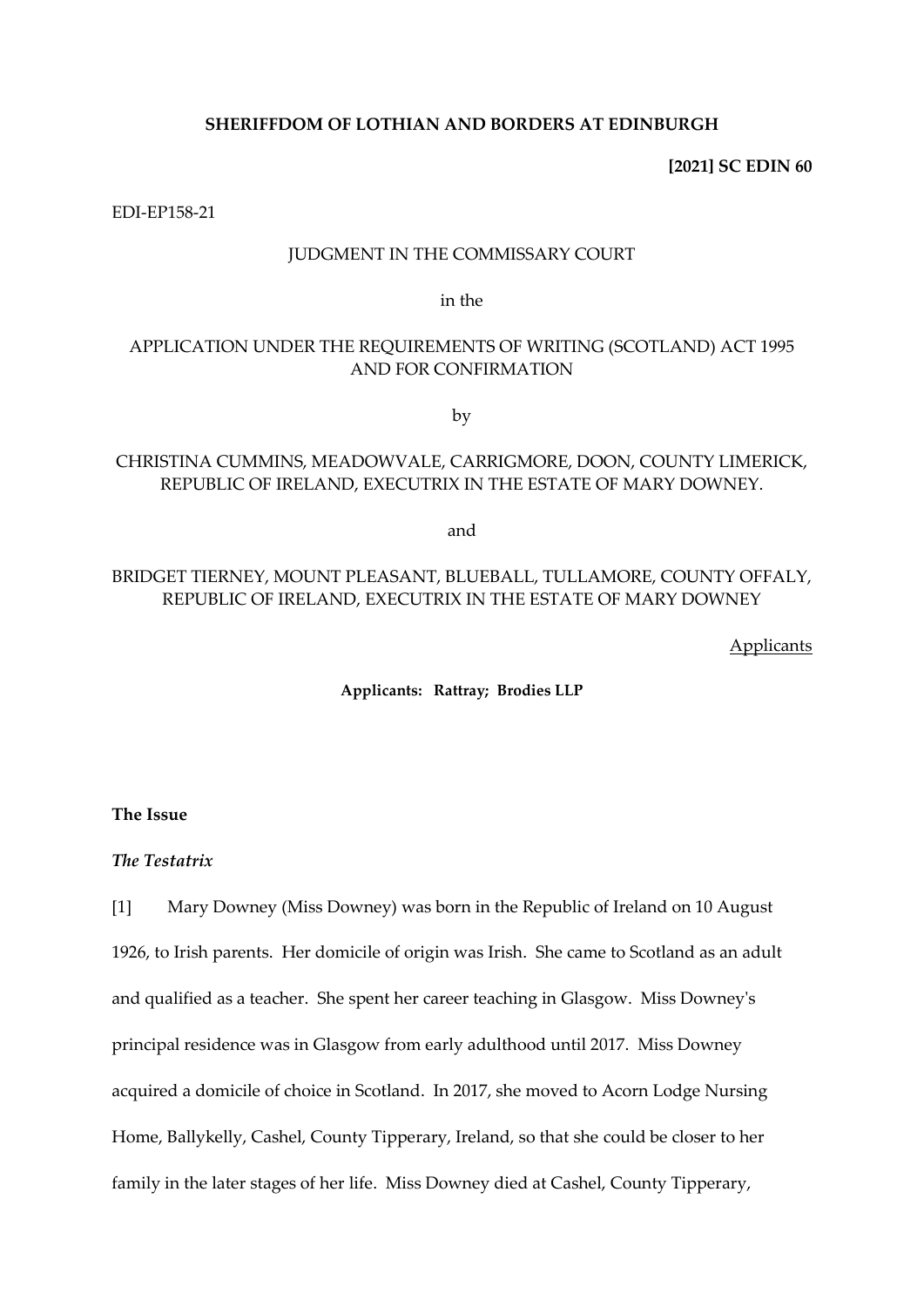**SHERIFFDOM OF LOTHIAN AND BORDERS AT EDINBURGH**

**[2021] SC EDIN 60**

EDI-EP158-21

JUDGMENT IN THE COMMISSARY COURT

in the

APPLICATION UNDER THE REQUIREMENTS OF WRITING (SCOTLAND) ACT 1995 AND FOR CONFIRMATION

by

CHRISTINA CUMMINS, MEADOWVALE, CARRIGMORE, DOON, COUNTY LIMERICK, REPUBLIC OF IRELAND, EXECUTRIX IN THE ESTATE OF MARY DOWNEY.

and

BRIDGET TIERNEY, MOUNT PLEASANT, BLUEBALL, TULLAMORE, COUNTY OFFALY, REPUBLIC OF IRELAND, EXECUTRIX IN THE ESTATE OF MARY DOWNEY

Applicants

**Applicants: Rattray; Brodies LLP**

## The Issue

### *The Testatrix*

[1] Mary Downey (Miss Downey) was born in the Republic of Ireland on 10 August 1926, to Irish parents. Her domicile of origin was Irish. She came to Scotland as an adult and qualified as a teacher. She spent her career teaching in Glasgow. Miss Downey's principal residence was in Glasgow from early adulthood until 2017. Miss Downey acquired a domicile of choice in Scotland. In 2017, she moved to Acorn Lodge Nursing Home, Ballykelly, Cashel, County Tipperary, Ireland, so that she could be closer to her family in the later stages of her life. Miss Downey died at Cashel, County Tipperary,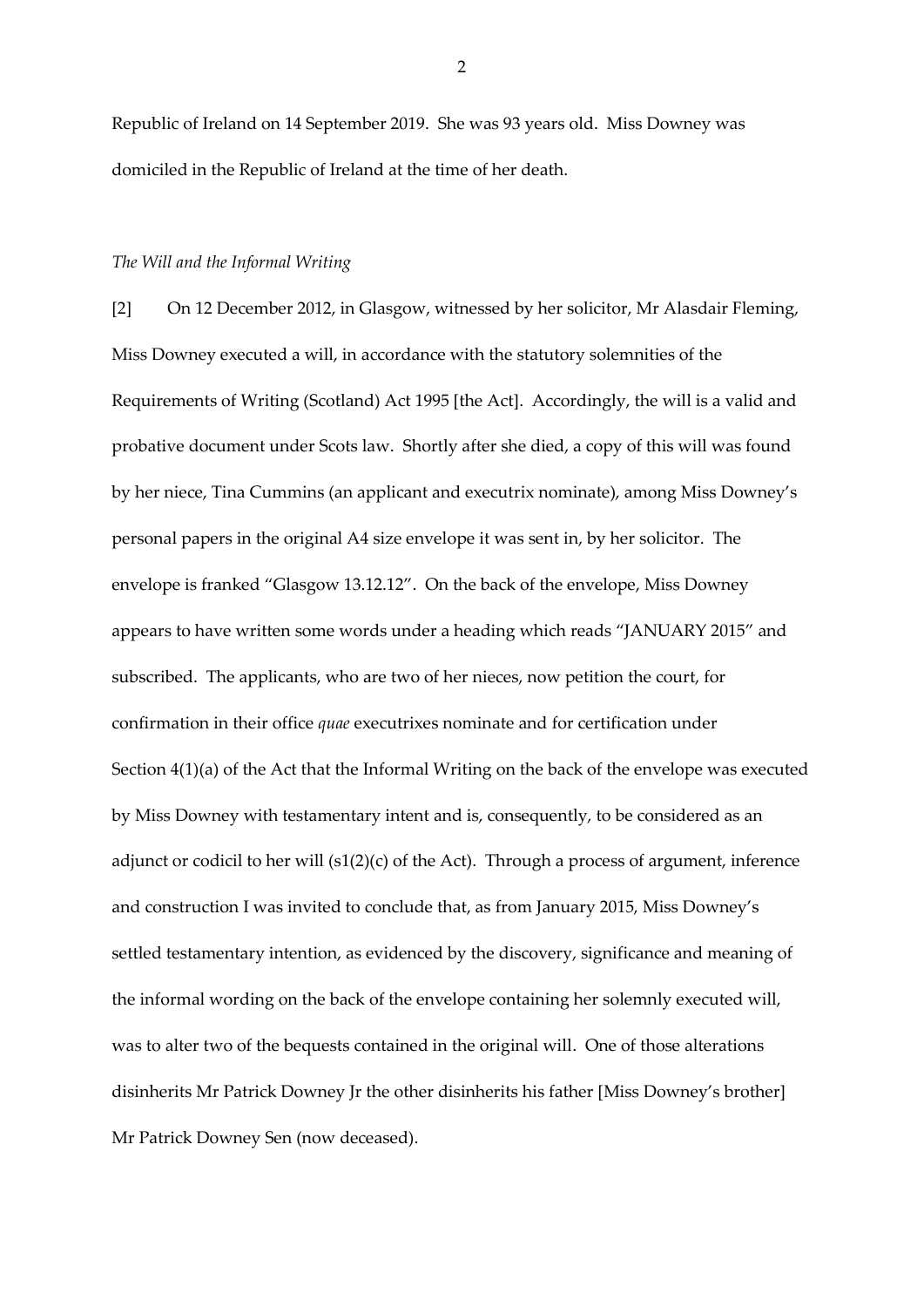Republic of Ireland on 14 September 2019. She was 93 years old. Miss Downey was domiciled in the Republic of Ireland at the time of her death.

*The Will and the Informal Writing*

[2] On 12 December 2012, in Glasgow, witnessed by her solicitor, Mr Alasdair Fleming, Miss Downey executed a will, in accordance with the statutory solemnities of the Requirements of Writing (Scotland) Act 1995 [the Act]. Accordingly, the will is a valid and probative document under Scots law. Shortly after she died, a copy of this will was found by her niece, Tina Cummins (an applicant and executrix nominate), among Miss Downey's personal papers in the original A4 size envelope it was sent in, by her solicitor. The envelope is franked "Glasgow 13.12.12". On the back of the envelope, Miss Downey appears to have written some words under a heading which reads "JANUARY 2015" and subscribed. The applicants, who are two of her nieces, now petition the court, for confirmation in their office *quae* executrixes nominate and for certification under Section 4(1)(a) of the Act that the Informal Writing on the back of the envelope was executed by Miss Downey with testamentary intent and is, consequently, to be considered as an adjunct or codicil to her will (s1(2)(c) of the Act). Through a process of argument, inference and construction I was invited to conclude that, as from January 2015, Miss Downey's settled testamentary intention, as evidenced by the discovery, significance and meaning of the informal wording on the back of the envelope containing her solemnly executed will, was to alter two of the bequests contained in the original will. One of those alterations disinherits Mr Patrick Downey Jr the other disinherits his father [Miss Downey's brother] Mr Patrick Downey Sen (now deceased).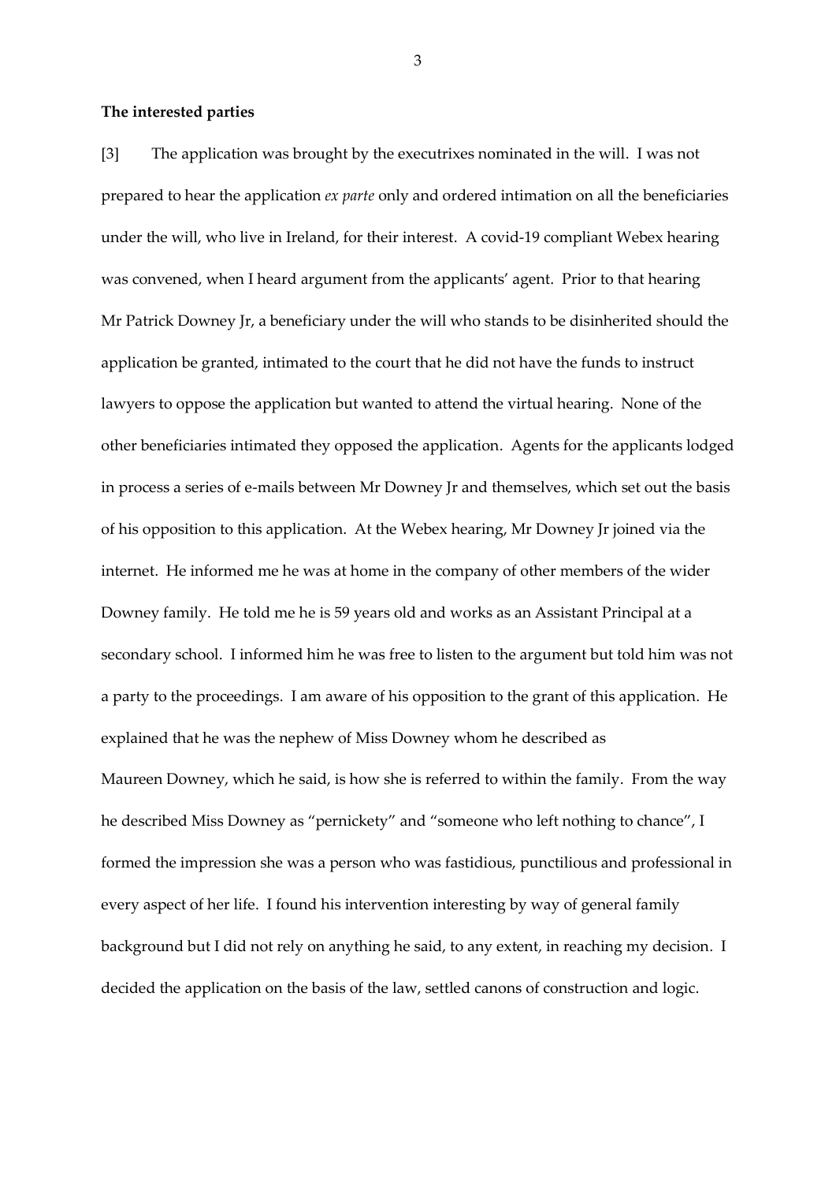**The interested parties**

[3] The application was brought by the executrixes nominated in the will. I was not prepared to hear the application *ex parte* only and ordered intimation on all the beneficiaries under the will, who live in Ireland, for their interest. A covid-19 compliant Webex hearing was convened, when I heard argument from the applicants' agent. Prior to that hearing Mr Patrick Downey Jr, a beneficiary under the will who stands to be disinherited should the application be granted, intimated to the court that he did not have the funds to instruct lawyers to oppose the application but wanted to attend the virtual hearing. None of the other beneficiaries intimated they opposed the application. Agents for the applicants lodged in process a series of e-mails between Mr Downey Jr and themselves, which set out the basis of his opposition to this application. At the Webex hearing, Mr Downey Jr joined via the internet. He informed me he was at home in the company of other members of the wider Downey family. He told me he is 59 years old and works as an Assistant Principal at a secondary school. I informed him he was free to listen to the argument but told him was not a party to the proceedings. I am aware of his opposition to the grant of this application. He explained that he was the nephew of Miss Downey whom he described as Maureen Downey, which he said, is how she is referred to within the family. From the way he described Miss Downey as "pernickety" and "someone who left nothing to chance", I formed the impression she was a person who was fastidious, punctilious and professional in every aspect of her life. I found his intervention interesting by way of general family background but I did not rely on anything he said, to any extent, in reaching my decision. I decided the application on the basis of the law, settled canons of construction and logic.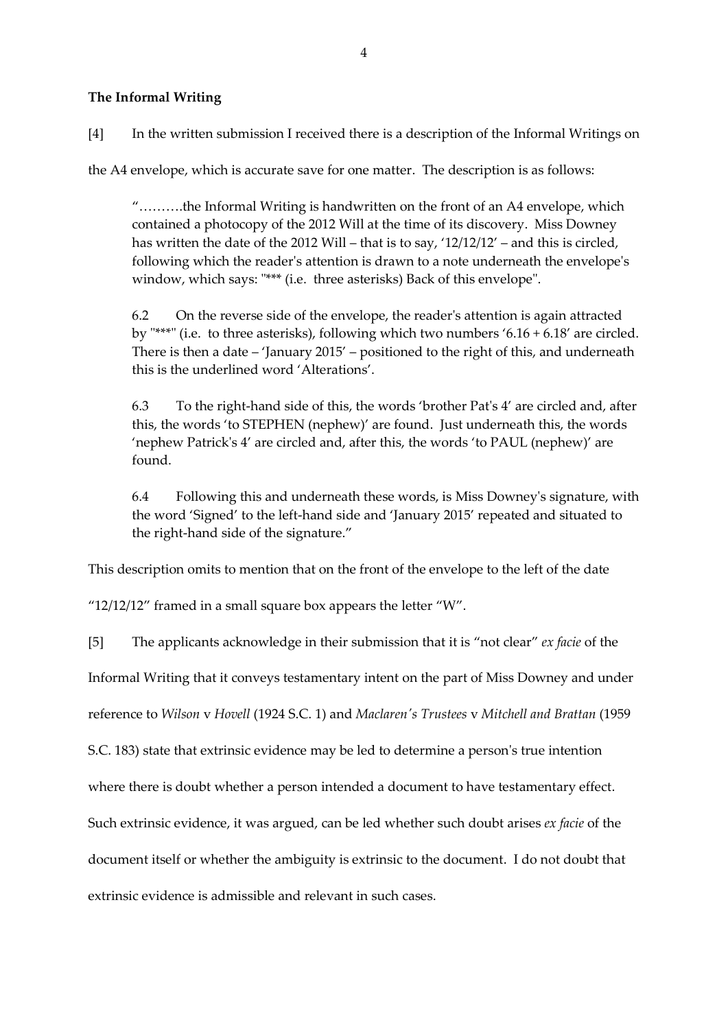**The Informal Writing**

[4] In the written submission I received there is a description of the Informal Writings on the A4 envelope, which is accurate save for one matter. The description is as follows:

> "……….the Informal Writing is handwritten on the front of an A4 envelope, which contained a photocopy of the 2012 Will at the time of its discovery. Miss Downey has written the date of the 2012 Will – that is to say, '12/12/12' – and this is circled, following which the reader's attention is drawn to a note underneath the envelope's window, which says: "*** (i.e. three asterisks) Back of this envelope".
>
> 6.2 On the reverse side of the envelope, the reader's attention is again attracted by "***" (i.e. to three asterisks), following which two numbers '6.16 + 6.18' are circled. There is then a date – 'January 2015' – positioned to the right of this, and underneath this is the underlined word 'Alterations'.
>
> 6.3 To the right-hand side of this, the words 'brother Pat's 4' are circled and, after this, the words 'to STEPHEN (nephew)' are found. Just underneath this, the words 'nephew Patrick's 4' are circled and, after this, the words 'to PAUL (nephew)' are found.
>
> 6.4 Following this and underneath these words, is Miss Downey's signature, with the word 'Signed' to the left-hand side and 'January 2015' repeated and situated to the right-hand side of the signature."

This description omits to mention that on the front of the envelope to the left of the date "12/12/12" framed in a small square box appears the letter "W".

[5] The applicants acknowledge in their submission that it is "not clear" *ex facie* of the Informal Writing that it conveys testamentary intent on the part of Miss Downey and under reference to *Wilson* v *Hovell* (1924 S.C. 1) and *Maclaren's Trustees* v *Mitchell and Brattan* (1959 S.C. 183) state that extrinsic evidence may be led to determine a person's true intention where there is doubt whether a person intended a document to have testamentary effect. Such extrinsic evidence, it was argued, can be led whether such doubt arises *ex facie* of the document itself or whether the ambiguity is extrinsic to the document. I do not doubt that extrinsic evidence is admissible and relevant in such cases.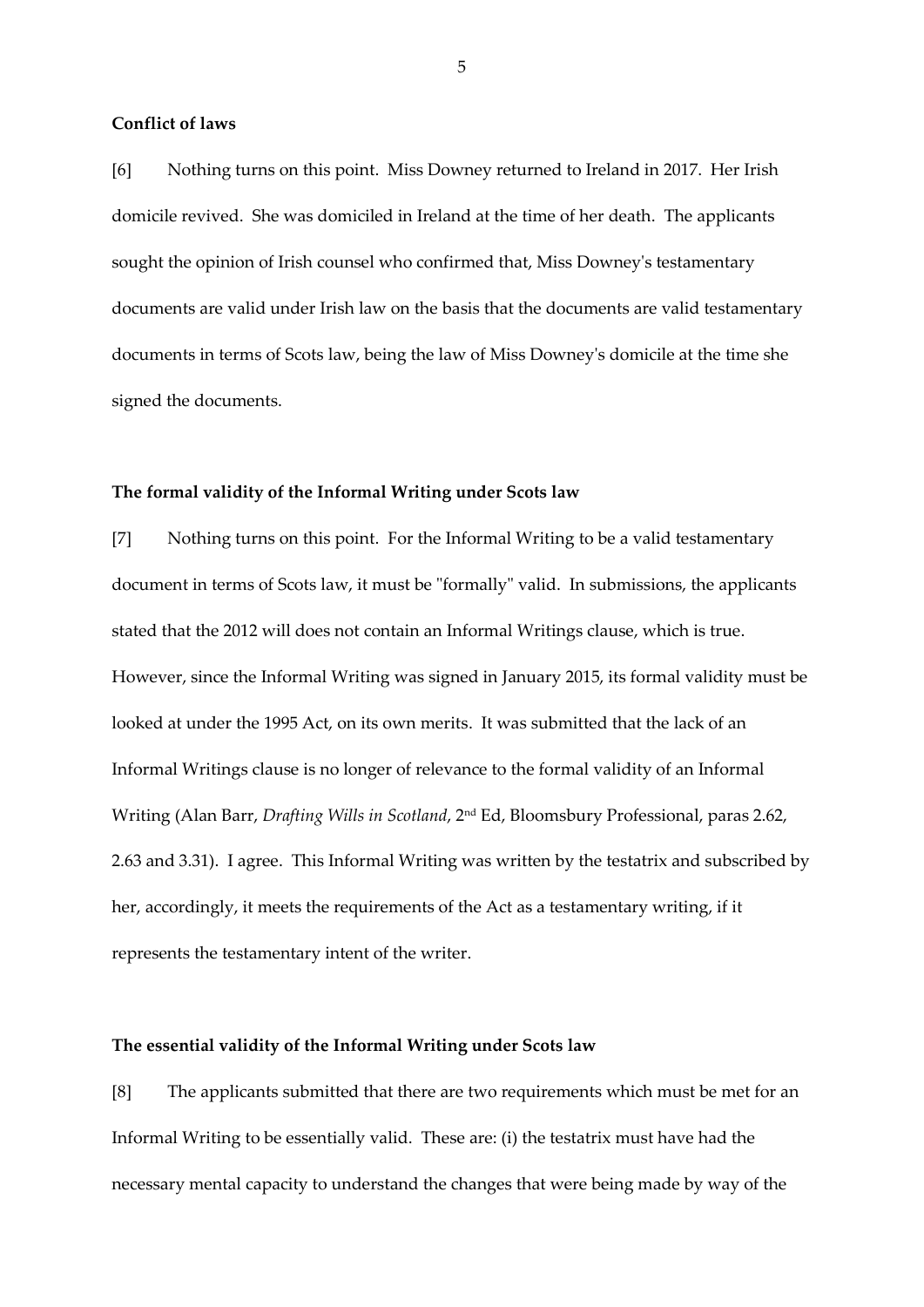**Conflict of laws**

[6] Nothing turns on this point. Miss Downey returned to Ireland in 2017. Her Irish domicile revived. She was domiciled in Ireland at the time of her death. The applicants sought the opinion of Irish counsel who confirmed that, Miss Downey's testamentary documents are valid under Irish law on the basis that the documents are valid testamentary documents in terms of Scots law, being the law of Miss Downey's domicile at the time she signed the documents.

**The formal validity of the Informal Writing under Scots law**

[7] Nothing turns on this point. For the Informal Writing to be a valid testamentary document in terms of Scots law, it must be "formally" valid. In submissions, the applicants stated that the 2012 will does not contain an Informal Writings clause, which is true. However, since the Informal Writing was signed in January 2015, its formal validity must be looked at under the 1995 Act, on its own merits. It was submitted that the lack of an Informal Writings clause is no longer of relevance to the formal validity of an Informal Writing (Alan Barr, *Drafting Wills in Scotland*, 2nd Ed, Bloomsbury Professional, paras 2.62, 2.63 and 3.31). I agree. This Informal Writing was written by the testatrix and subscribed by her, accordingly, it meets the requirements of the Act as a testamentary writing, if it represents the testamentary intent of the writer.

**The essential validity of the Informal Writing under Scots law**

[8] The applicants submitted that there are two requirements which must be met for an Informal Writing to be essentially valid. These are: (i) the testatrix must have had the necessary mental capacity to understand the changes that were being made by way of the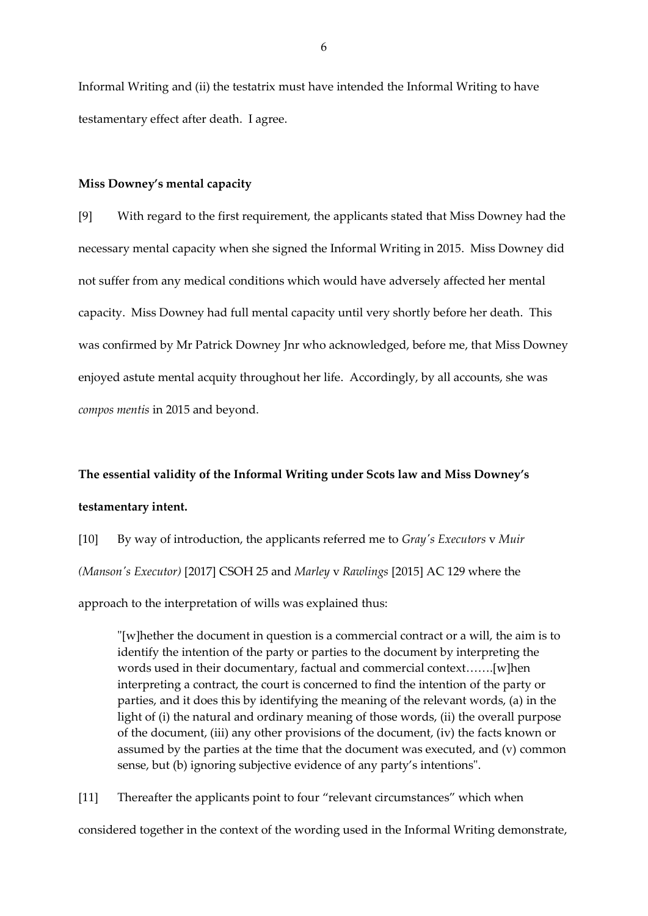Informal Writing and (ii) the testatrix must have intended the Informal Writing to have testamentary effect after death. I agree.

**Miss Downey's mental capacity**

[9] With regard to the first requirement, the applicants stated that Miss Downey had the necessary mental capacity when she signed the Informal Writing in 2015. Miss Downey did not suffer from any medical conditions which would have adversely affected her mental capacity. Miss Downey had full mental capacity until very shortly before her death. This was confirmed by Mr Patrick Downey Jnr who acknowledged, before me, that Miss Downey enjoyed astute mental acquity throughout her life. Accordingly, by all accounts, she was *compos mentis* in 2015 and beyond.

**The essential validity of the Informal Writing under Scots law and Miss Downey's testamentary intent.**

[10] By way of introduction, the applicants referred me to *Gray's Executors* v *Muir (Manson's Executor)* [2017] CSOH 25 and *Marley* v *Rawlings* [2015] AC 129 where the approach to the interpretation of wills was explained thus:

> "[w]hether the document in question is a commercial contract or a will, the aim is to identify the intention of the party or parties to the document by interpreting the words used in their documentary, factual and commercial context…….[w]hen interpreting a contract, the court is concerned to find the intention of the party or parties, and it does this by identifying the meaning of the relevant words, (a) in the light of (i) the natural and ordinary meaning of those words, (ii) the overall purpose of the document, (iii) any other provisions of the document, (iv) the facts known or assumed by the parties at the time that the document was executed, and (v) common sense, but (b) ignoring subjective evidence of any party's intentions".

[11] Thereafter the applicants point to four "relevant circumstances" which when considered together in the context of the wording used in the Informal Writing demonstrate,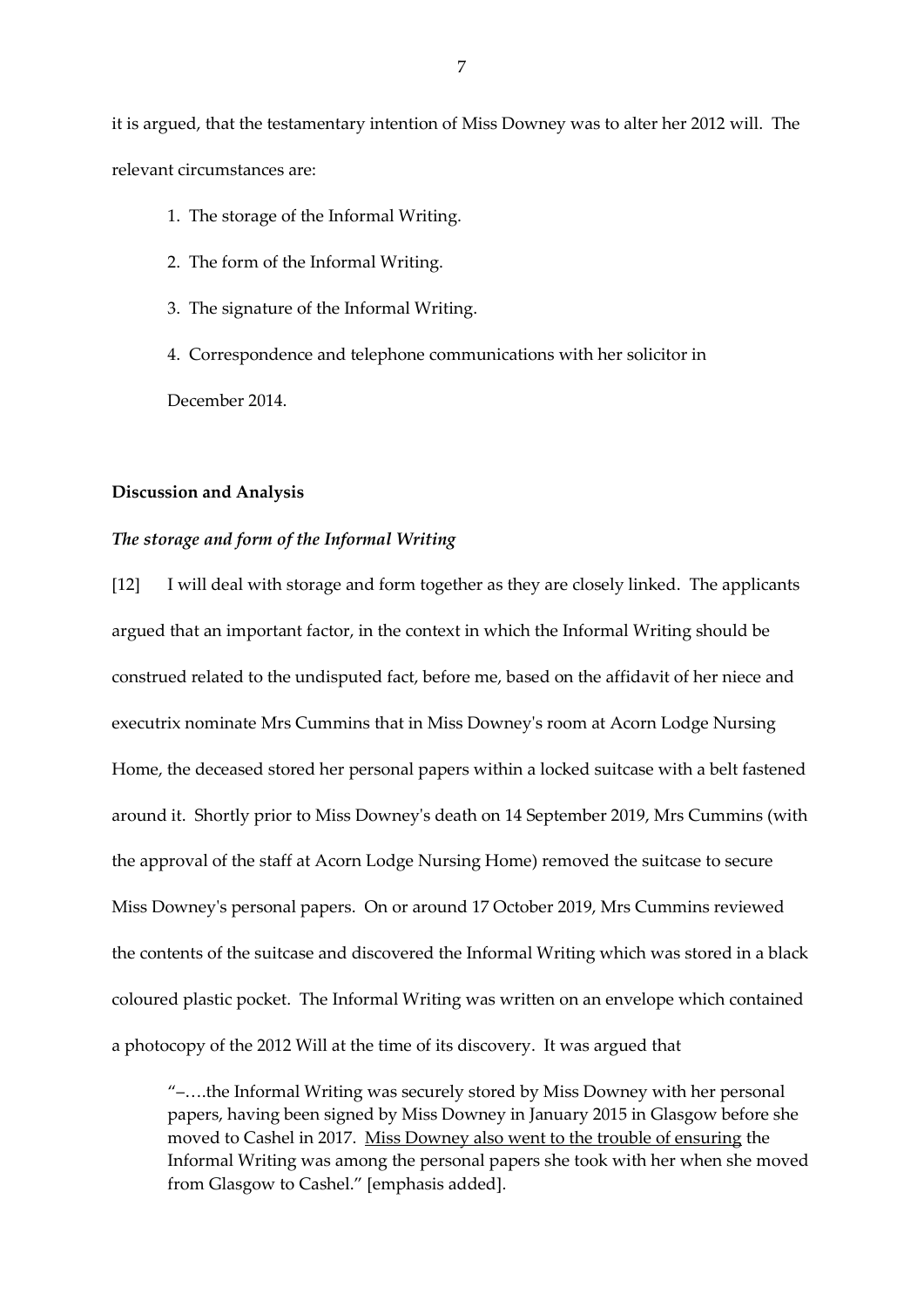it is argued, that the testamentary intention of Miss Downey was to alter her 2012 will. The relevant circumstances are:

1. The storage of the Informal Writing.
2. The form of the Informal Writing.
3. The signature of the Informal Writing.
4. Correspondence and telephone communications with her solicitor in December 2014.

**Discussion and Analysis**

***The storage and form of the Informal Writing***

[12] I will deal with storage and form together as they are closely linked. The applicants argued that an important factor, in the context in which the Informal Writing should be construed related to the undisputed fact, before me, based on the affidavit of her niece and executrix nominate Mrs Cummins that in Miss Downey's room at Acorn Lodge Nursing Home, the deceased stored her personal papers within a locked suitcase with a belt fastened around it. Shortly prior to Miss Downey's death on 14 September 2019, Mrs Cummins (with the approval of the staff at Acorn Lodge Nursing Home) removed the suitcase to secure Miss Downey's personal papers. On or around 17 October 2019, Mrs Cummins reviewed the contents of the suitcase and discovered the Informal Writing which was stored in a black coloured plastic pocket. The Informal Writing was written on an envelope which contained a photocopy of the 2012 Will at the time of its discovery. It was argued that

> "–….the Informal Writing was securely stored by Miss Downey with her personal papers, having been signed by Miss Downey in January 2015 in Glasgow before she moved to Cashel in 2017. <u>Miss Downey also went to the trouble of ensuring</u> the Informal Writing was among the personal papers she took with her when she moved from Glasgow to Cashel." [emphasis added].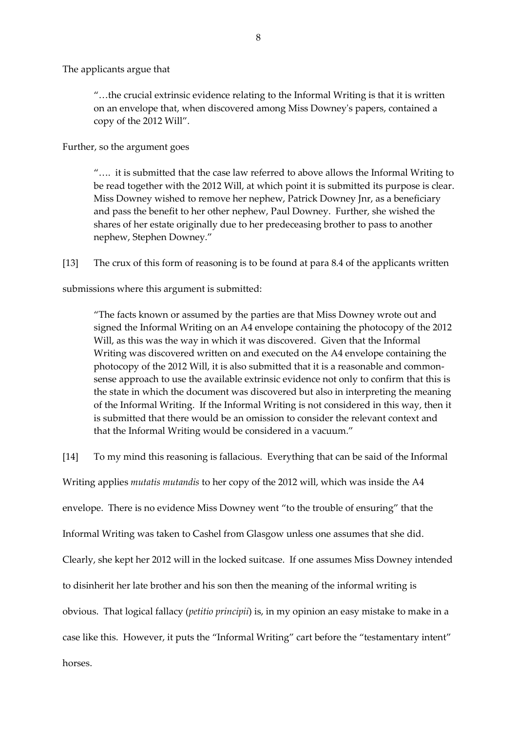The applicants argue that

> "…the crucial extrinsic evidence relating to the Informal Writing is that it is written on an envelope that, when discovered among Miss Downey's papers, contained a copy of the 2012 Will".

Further, so the argument goes

> "…. it is submitted that the case law referred to above allows the Informal Writing to be read together with the 2012 Will, at which point it is submitted its purpose is clear. Miss Downey wished to remove her nephew, Patrick Downey Jnr, as a beneficiary and pass the benefit to her other nephew, Paul Downey. Further, she wished the shares of her estate originally due to her predeceasing brother to pass to another nephew, Stephen Downey."

[13] The crux of this form of reasoning is to be found at para 8.4 of the applicants written submissions where this argument is submitted:

> "The facts known or assumed by the parties are that Miss Downey wrote out and signed the Informal Writing on an A4 envelope containing the photocopy of the 2012 Will, as this was the way in which it was discovered. Given that the Informal Writing was discovered written on and executed on the A4 envelope containing the photocopy of the 2012 Will, it is also submitted that it is a reasonable and common-sense approach to use the available extrinsic evidence not only to confirm that this is the state in which the document was discovered but also in interpreting the meaning of the Informal Writing. If the Informal Writing is not considered in this way, then it is submitted that there would be an omission to consider the relevant context and that the Informal Writing would be considered in a vacuum."

[14] To my mind this reasoning is fallacious. Everything that can be said of the Informal Writing applies *mutatis mutandis* to her copy of the 2012 will, which was inside the A4 envelope. There is no evidence Miss Downey went "to the trouble of ensuring" that the Informal Writing was taken to Cashel from Glasgow unless one assumes that she did. Clearly, she kept her 2012 will in the locked suitcase. If one assumes Miss Downey intended to disinherit her late brother and his son then the meaning of the informal writing is obvious. That logical fallacy (*petitio principii*) is, in my opinion an easy mistake to make in a case like this. However, it puts the "Informal Writing" cart before the "testamentary intent" horses.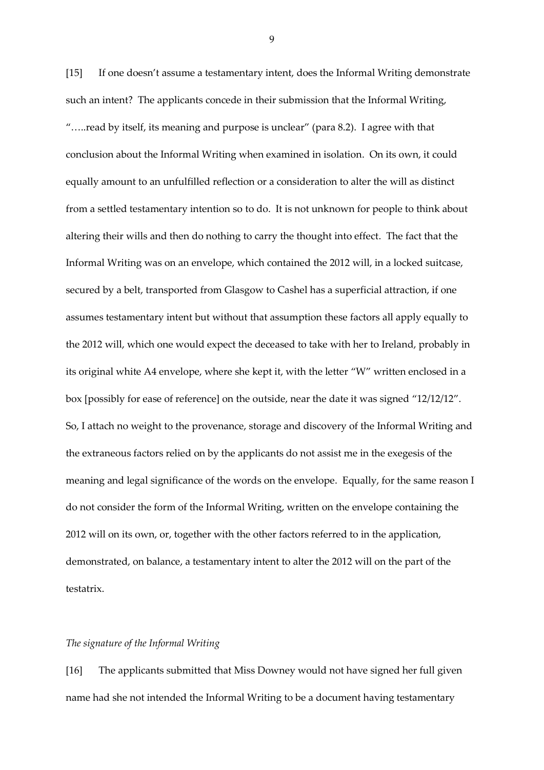[15] If one doesn't assume a testamentary intent, does the Informal Writing demonstrate such an intent? The applicants concede in their submission that the Informal Writing, "…..read by itself, its meaning and purpose is unclear" (para 8.2). I agree with that conclusion about the Informal Writing when examined in isolation. On its own, it could equally amount to an unfulfilled reflection or a consideration to alter the will as distinct from a settled testamentary intention so to do. It is not unknown for people to think about altering their wills and then do nothing to carry the thought into effect. The fact that the Informal Writing was on an envelope, which contained the 2012 will, in a locked suitcase, secured by a belt, transported from Glasgow to Cashel has a superficial attraction, if one assumes testamentary intent but without that assumption these factors all apply equally to the 2012 will, which one would expect the deceased to take with her to Ireland, probably in its original white A4 envelope, where she kept it, with the letter "W" written enclosed in a box [possibly for ease of reference] on the outside, near the date it was signed "12/12/12". So, I attach no weight to the provenance, storage and discovery of the Informal Writing and the extraneous factors relied on by the applicants do not assist me in the exegesis of the meaning and legal significance of the words on the envelope. Equally, for the same reason I do not consider the form of the Informal Writing, written on the envelope containing the 2012 will on its own, or, together with the other factors referred to in the application, demonstrated, on balance, a testamentary intent to alter the 2012 will on the part of the testatrix.

*The signature of the Informal Writing*

[16] The applicants submitted that Miss Downey would not have signed her full given name had she not intended the Informal Writing to be a document having testamentary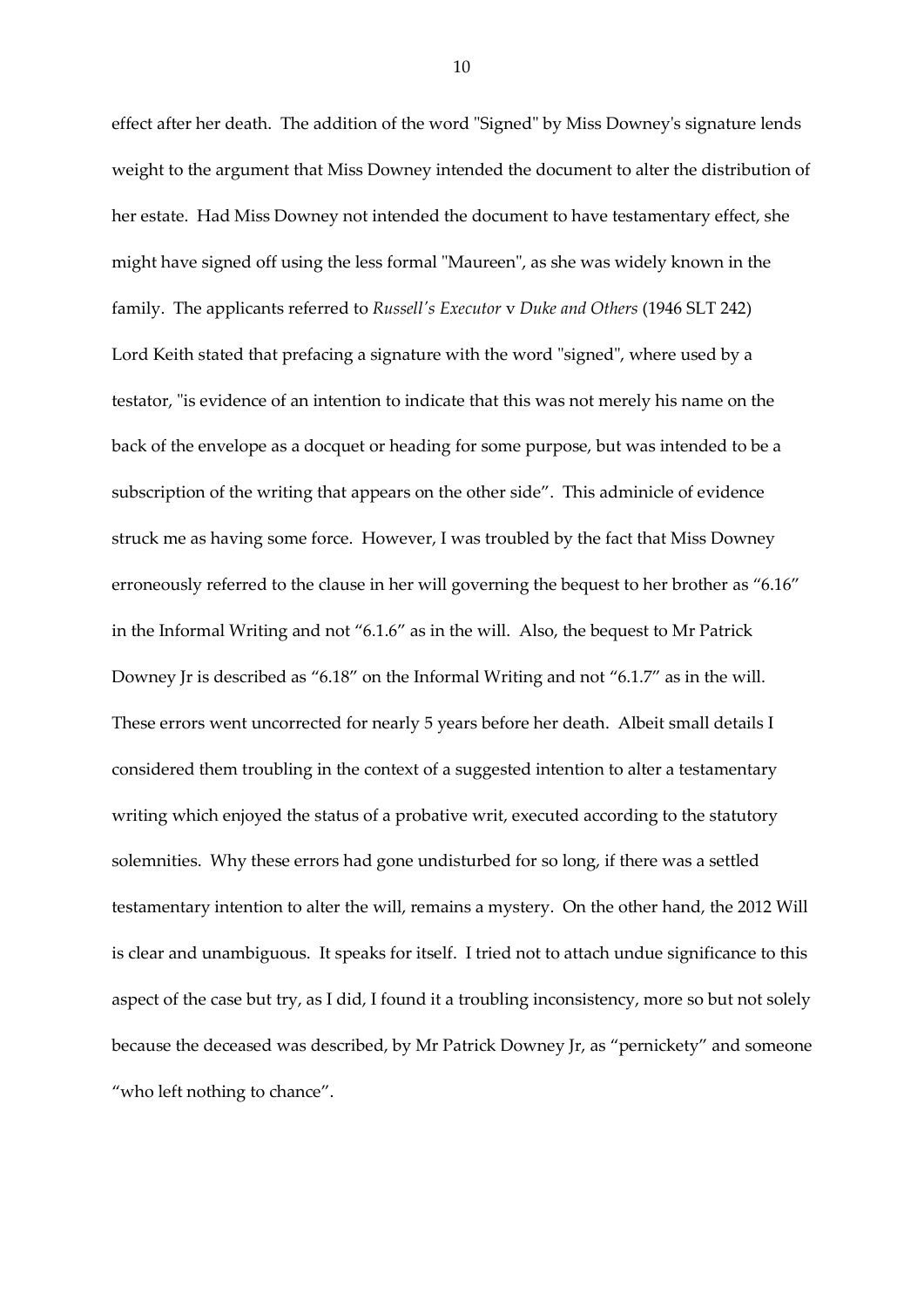effect after her death. The addition of the word "Signed" by Miss Downey's signature lends weight to the argument that Miss Downey intended the document to alter the distribution of her estate. Had Miss Downey not intended the document to have testamentary effect, she might have signed off using the less formal "Maureen", as she was widely known in the family. The applicants referred to *Russell's Executor* v *Duke and Others* (1946 SLT 242) Lord Keith stated that prefacing a signature with the word "signed", where used by a testator, "is evidence of an intention to indicate that this was not merely his name on the back of the envelope as a docquet or heading for some purpose, but was intended to be a subscription of the writing that appears on the other side". This adminicle of evidence struck me as having some force. However, I was troubled by the fact that Miss Downey erroneously referred to the clause in her will governing the bequest to her brother as "6.16" in the Informal Writing and not "6.1.6" as in the will. Also, the bequest to Mr Patrick Downey Jr is described as "6.18" on the Informal Writing and not "6.1.7" as in the will. These errors went uncorrected for nearly 5 years before her death. Albeit small details I considered them troubling in the context of a suggested intention to alter a testamentary writing which enjoyed the status of a probative writ, executed according to the statutory solemnities. Why these errors had gone undisturbed for so long, if there was a settled testamentary intention to alter the will, remains a mystery. On the other hand, the 2012 Will is clear and unambiguous. It speaks for itself. I tried not to attach undue significance to this aspect of the case but try, as I did, I found it a troubling inconsistency, more so but not solely because the deceased was described, by Mr Patrick Downey Jr, as "pernickety" and someone "who left nothing to chance".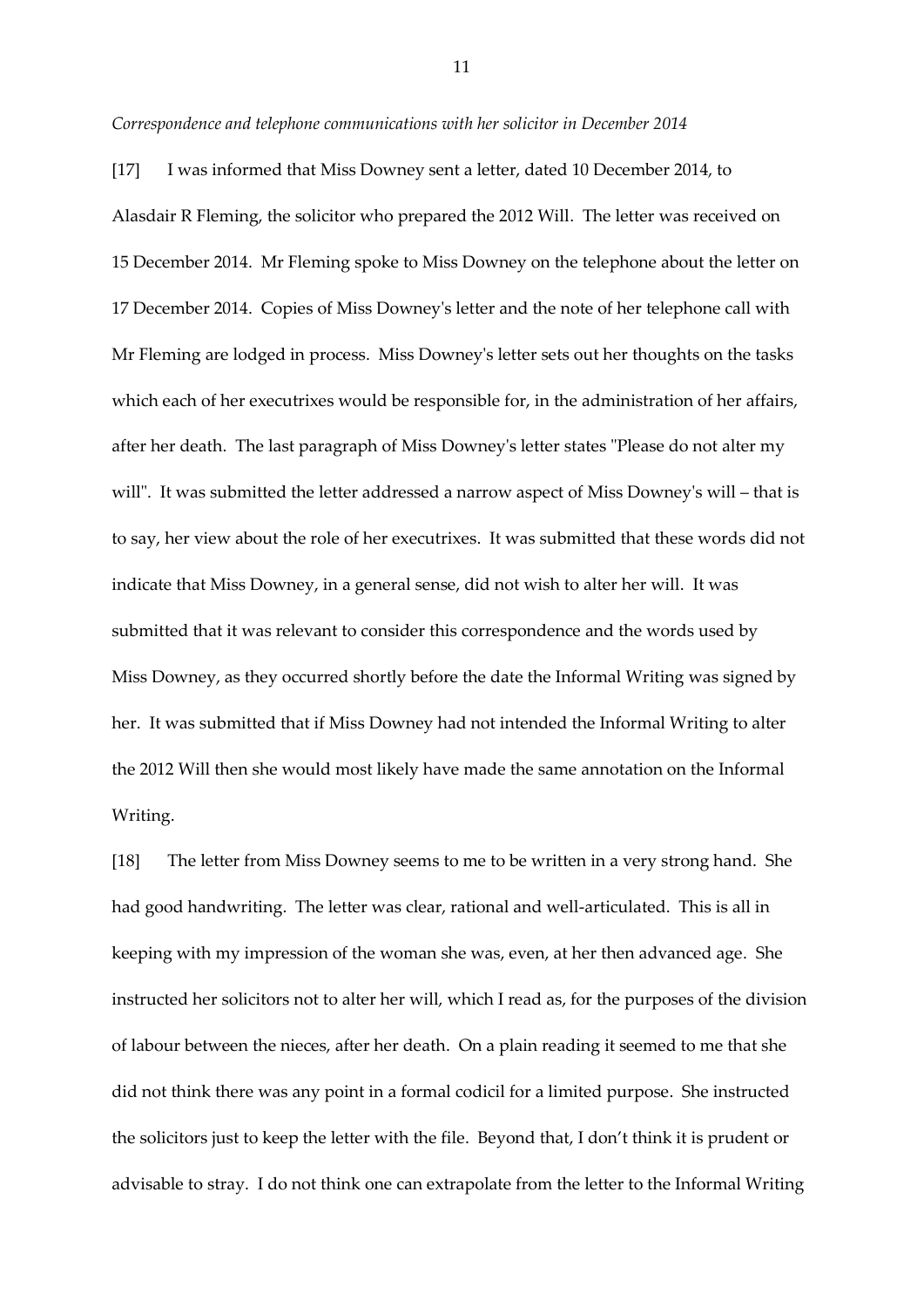*Correspondence and telephone communications with her solicitor in December 2014*

[17] I was informed that Miss Downey sent a letter, dated 10 December 2014, to Alasdair R Fleming, the solicitor who prepared the 2012 Will. The letter was received on 15 December 2014. Mr Fleming spoke to Miss Downey on the telephone about the letter on 17 December 2014. Copies of Miss Downey's letter and the note of her telephone call with Mr Fleming are lodged in process. Miss Downey's letter sets out her thoughts on the tasks which each of her executrixes would be responsible for, in the administration of her affairs, after her death. The last paragraph of Miss Downey's letter states "Please do not alter my will". It was submitted the letter addressed a narrow aspect of Miss Downey's will – that is to say, her view about the role of her executrixes. It was submitted that these words did not indicate that Miss Downey, in a general sense, did not wish to alter her will. It was submitted that it was relevant to consider this correspondence and the words used by Miss Downey, as they occurred shortly before the date the Informal Writing was signed by her. It was submitted that if Miss Downey had not intended the Informal Writing to alter the 2012 Will then she would most likely have made the same annotation on the Informal Writing.

[18] The letter from Miss Downey seems to me to be written in a very strong hand. She had good handwriting. The letter was clear, rational and well-articulated. This is all in keeping with my impression of the woman she was, even, at her then advanced age. She instructed her solicitors not to alter her will, which I read as, for the purposes of the division of labour between the nieces, after her death. On a plain reading it seemed to me that she did not think there was any point in a formal codicil for a limited purpose. She instructed the solicitors just to keep the letter with the file. Beyond that, I don't think it is prudent or advisable to stray. I do not think one can extrapolate from the letter to the Informal Writing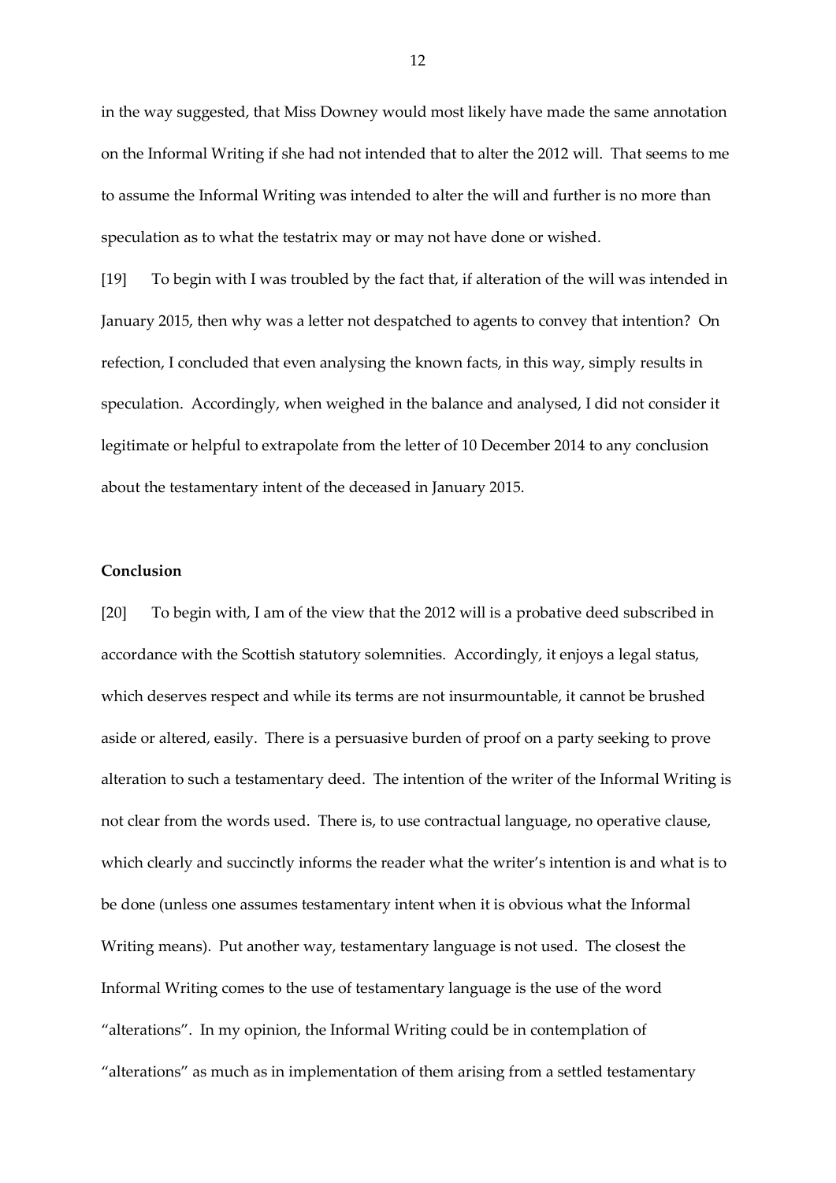in the way suggested, that Miss Downey would most likely have made the same annotation on the Informal Writing if she had not intended that to alter the 2012 will. That seems to me to assume the Informal Writing was intended to alter the will and further is no more than speculation as to what the testatrix may or may not have done or wished.

[19] To begin with I was troubled by the fact that, if alteration of the will was intended in January 2015, then why was a letter not despatched to agents to convey that intention? On refection, I concluded that even analysing the known facts, in this way, simply results in speculation. Accordingly, when weighed in the balance and analysed, I did not consider it legitimate or helpful to extrapolate from the letter of 10 December 2014 to any conclusion about the testamentary intent of the deceased in January 2015.

**Conclusion**

[20] To begin with, I am of the view that the 2012 will is a probative deed subscribed in accordance with the Scottish statutory solemnities. Accordingly, it enjoys a legal status, which deserves respect and while its terms are not insurmountable, it cannot be brushed aside or altered, easily. There is a persuasive burden of proof on a party seeking to prove alteration to such a testamentary deed. The intention of the writer of the Informal Writing is not clear from the words used. There is, to use contractual language, no operative clause, which clearly and succinctly informs the reader what the writer's intention is and what is to be done (unless one assumes testamentary intent when it is obvious what the Informal Writing means). Put another way, testamentary language is not used. The closest the Informal Writing comes to the use of testamentary language is the use of the word "alterations". In my opinion, the Informal Writing could be in contemplation of "alterations" as much as in implementation of them arising from a settled testamentary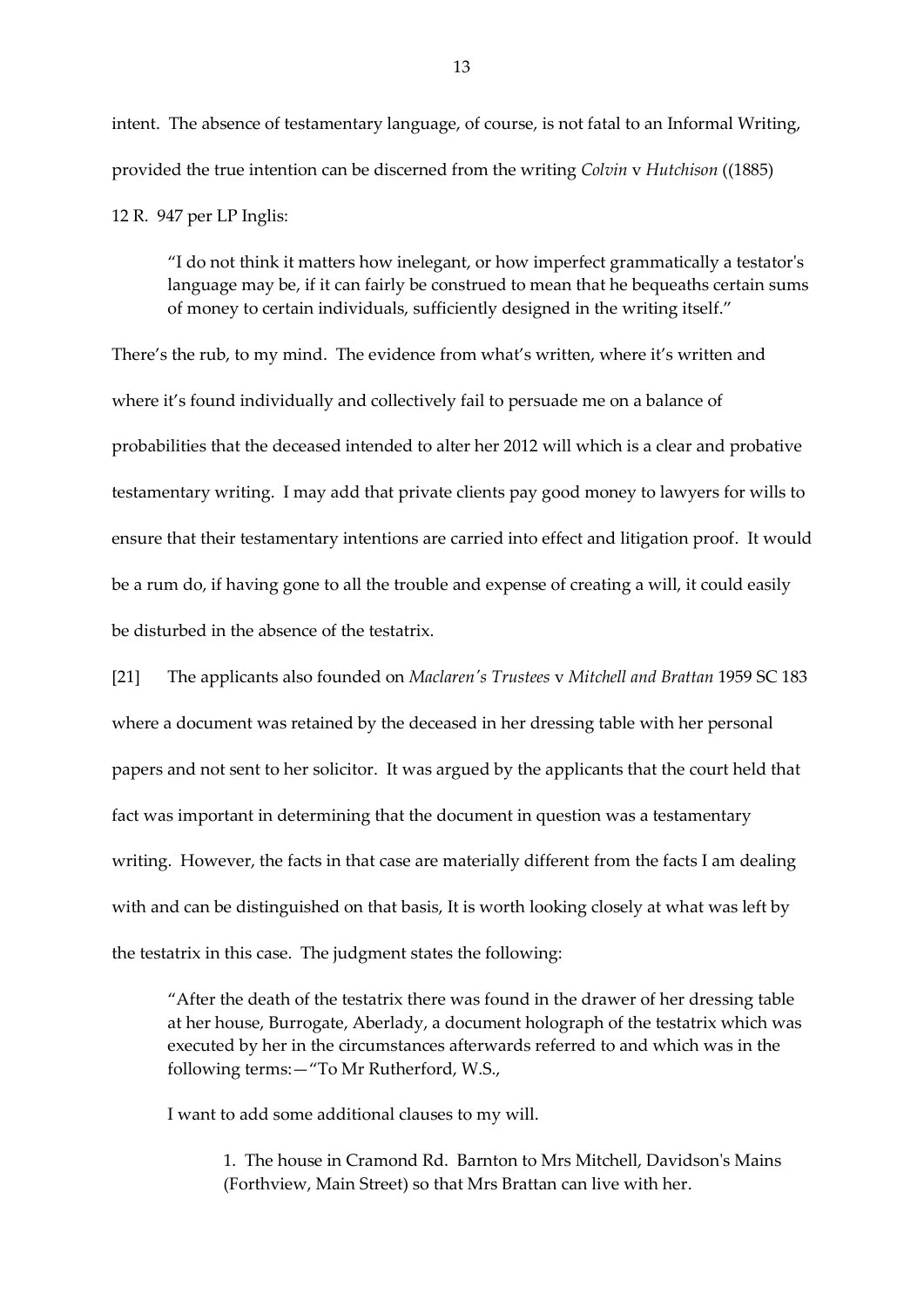intent. The absence of testamentary language, of course, is not fatal to an Informal Writing, provided the true intention can be discerned from the writing *Colvin* v *Hutchison* ((1885) 12 R. 947 per LP Inglis:

> "I do not think it matters how inelegant, or how imperfect grammatically a testator's language may be, if it can fairly be construed to mean that he bequeaths certain sums of money to certain individuals, sufficiently designed in the writing itself."

There's the rub, to my mind. The evidence from what's written, where it's written and where it's found individually and collectively fail to persuade me on a balance of probabilities that the deceased intended to alter her 2012 will which is a clear and probative testamentary writing. I may add that private clients pay good money to lawyers for wills to ensure that their testamentary intentions are carried into effect and litigation proof. It would be a rum do, if having gone to all the trouble and expense of creating a will, it could easily be disturbed in the absence of the testatrix.

[21] The applicants also founded on *Maclaren's Trustees* v *Mitchell and Brattan* 1959 SC 183 where a document was retained by the deceased in her dressing table with her personal papers and not sent to her solicitor. It was argued by the applicants that the court held that fact was important in determining that the document in question was a testamentary writing. However, the facts in that case are materially different from the facts I am dealing with and can be distinguished on that basis, It is worth looking closely at what was left by the testatrix in this case. The judgment states the following:

> "After the death of the testatrix there was found in the drawer of her dressing table at her house, Burrogate, Aberlady, a document holograph of the testatrix which was executed by her in the circumstances afterwards referred to and which was in the following terms:—"To Mr Rutherford, W.S.,
>
> I want to add some additional clauses to my will.
>
> > 1. The house in Cramond Rd. Barnton to Mrs Mitchell, Davidson's Mains (Forthview, Main Street) so that Mrs Brattan can live with her.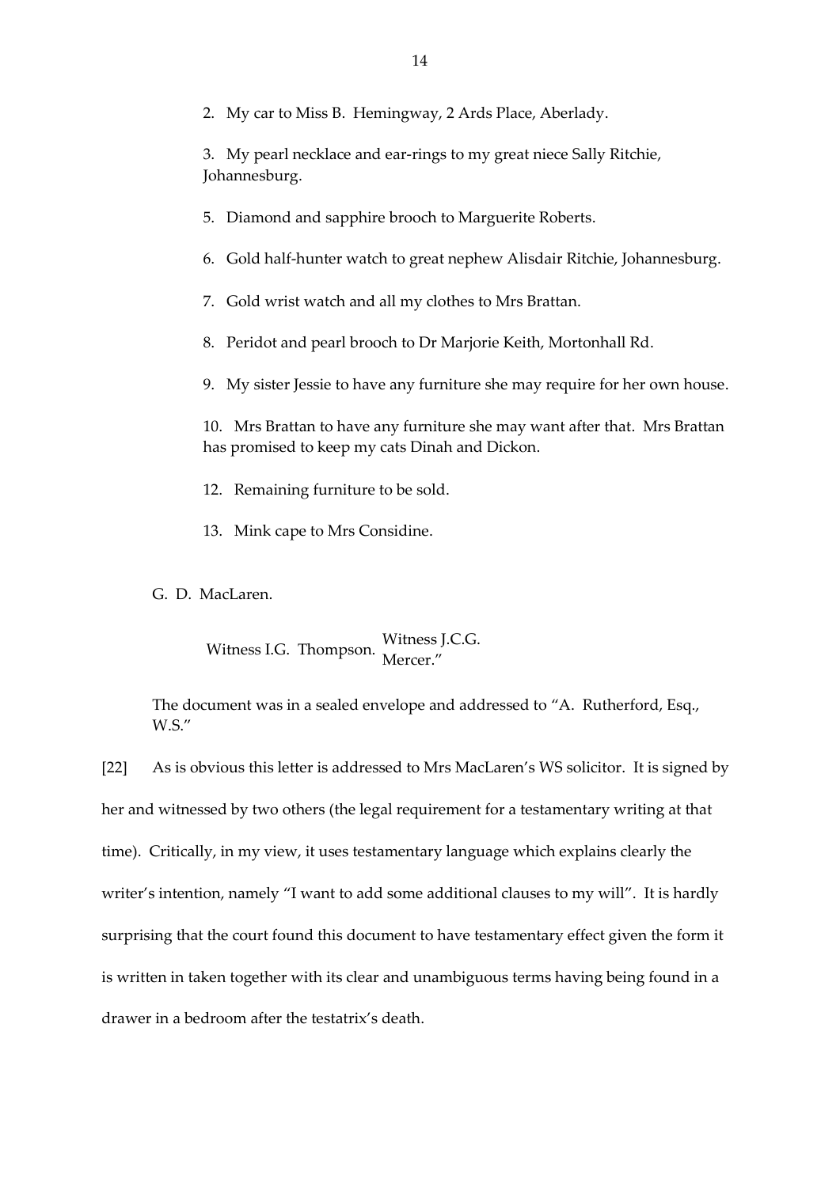2. My car to Miss B. Hemingway, 2 Ards Place, Aberlady.

3. My pearl necklace and ear-rings to my great niece Sally Ritchie, Johannesburg.

5. Diamond and sapphire brooch to Marguerite Roberts.

6. Gold half-hunter watch to great nephew Alisdair Ritchie, Johannesburg.

7. Gold wrist watch and all my clothes to Mrs Brattan.

8. Peridot and pearl brooch to Dr Marjorie Keith, Mortonhall Rd.

9. My sister Jessie to have any furniture she may require for her own house.

10. Mrs Brattan to have any furniture she may want after that. Mrs Brattan has promised to keep my cats Dinah and Dickon.

12. Remaining furniture to be sold.

13. Mink cape to Mrs Considine.

G. D. MacLaren.

Witness I.G. Thompson. Witness J.C.G. Mercer."

The document was in a sealed envelope and addressed to "A. Rutherford, Esq., W.S."

[22] As is obvious this letter is addressed to Mrs MacLaren's WS solicitor. It is signed by her and witnessed by two others (the legal requirement for a testamentary writing at that time). Critically, in my view, it uses testamentary language which explains clearly the writer's intention, namely "I want to add some additional clauses to my will". It is hardly surprising that the court found this document to have testamentary effect given the form it is written in taken together with its clear and unambiguous terms having being found in a drawer in a bedroom after the testatrix's death.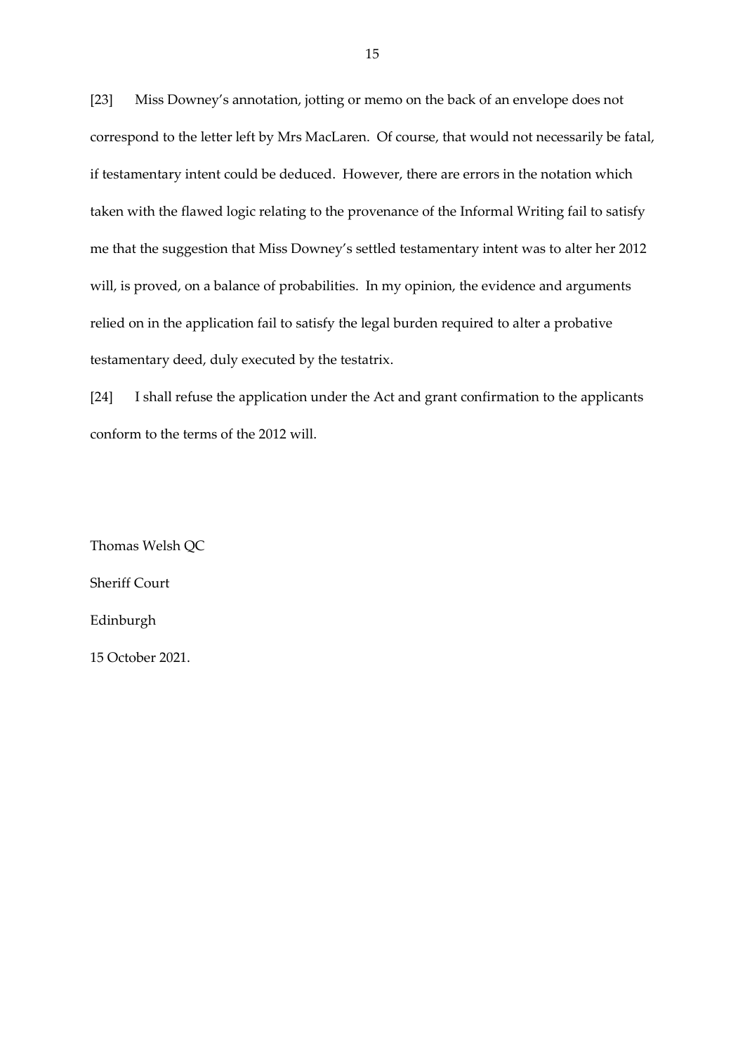[23] Miss Downey's annotation, jotting or memo on the back of an envelope does not correspond to the letter left by Mrs MacLaren. Of course, that would not necessarily be fatal, if testamentary intent could be deduced. However, there are errors in the notation which taken with the flawed logic relating to the provenance of the Informal Writing fail to satisfy me that the suggestion that Miss Downey's settled testamentary intent was to alter her 2012 will, is proved, on a balance of probabilities. In my opinion, the evidence and arguments relied on in the application fail to satisfy the legal burden required to alter a probative testamentary deed, duly executed by the testatrix.

[24] I shall refuse the application under the Act and grant confirmation to the applicants conform to the terms of the 2012 will.

Thomas Welsh QC

Sheriff Court

Edinburgh

15 October 2021.